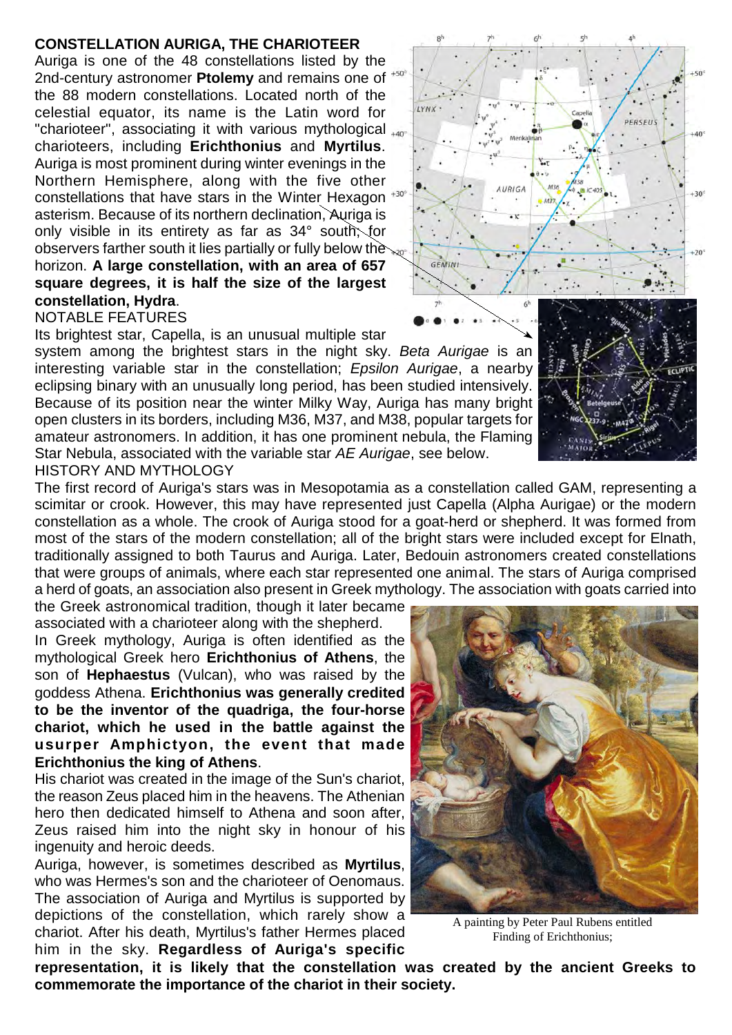## CONSTELLATION AURIGA, THE CHARIOTEER

Auriga is one of the 48 constellations listed by the 2nd-century astronomer **Ptolemy** and remains one of the 88 modern constellations. Located north of the celestial equator, its name is the Latin word for "charioteer", associating it with various mythological charioteers, including **Erichthonius** and **Myrtilus**. Auriga is most prominent during winter evenings in the Northern Hemisphere, along with the five other constellations that have stars in the Winter Hexagon asterism. Because of its northern declination, Auriga is only visible in its entirety as far as 34° south; for observers farther south it lies partially or fully below the horizon. **A large constellation, with an area of 657 square degrees, it is half the size of the largest constellation, Hydra**.

### NOTABLE FEATURES

Its brightest star, Capella, is an unusual multiple star system among the brightest stars in the night sky. *Beta Aurigae* is an interesting variable star in the constellation; *Epsilon Aurigae*, a nearby eclipsing binary with an unusually long period, has been studied intensively. Because of its position near the winter Milky Way, Auriga has many bright open clusters in its borders, including M36, M37, and M38, popular targets for amateur astronomers. In addition, it has one prominent nebula, the Flaming Star Nebula, associated with the variable star *AE Aurigae*, see below.

### HISTORY AND MYTHOLOGY

The first record of Auriga's stars was in Mesopotamia as a constellation called GAM, representing a scimitar or crook. However, this may have represented just Capella (Alpha Aurigae) or the modern constellation as a whole. The crook of Auriga stood for a goat-herd or shepherd. It was formed from most of the stars of the modern constellation; all of the bright stars were included except for Elnath, traditionally assigned to both Taurus and Auriga. Later, Bedouin astronomers created constellations that were groups of animals, where each star represented one animal. The stars of Auriga comprised a herd of goats, an association also present in Greek mythology. The association with goats carried into the Greek astronomical tradition, though it later became associated with a charioteer along with the shepherd.

In Greek mythology, Auriga is often identified as the mythological Greek hero **Erichthonius of Athens**, the son of **Hephaestus** (Vulcan), who was raised by the goddess Athena. **Erichthonius was generally credited to be the inventor of the quadriga, the four-horse chariot, which he used in the battle against the usurper Amphictyon, the event that made Erichthonius the king of Athens**.

His chariot was created in the image of the Sun's chariot, the reason Zeus placed him in the heavens. The Athenian hero then dedicated himself to Athena and soon after, Zeus raised him into the night sky in honour of his ingenuity and heroic deeds.

Auriga, however, is sometimes described as **Myrtilus**, who was Hermes's son and the charioteer of Oenomaus. The association of Auriga and Myrtilus is supported by depictions of the constellation, which rarely show a chariot. After his death, Myrtilus's father Hermes placed him in the sky. **Regardless of Auriga's specific representation, it is likely that the constellation was created by the ancient Greeks to commemorate the importance of the chariot in their society.**

A painting by Peter Paul Rubens entitled Finding of Erichthonius;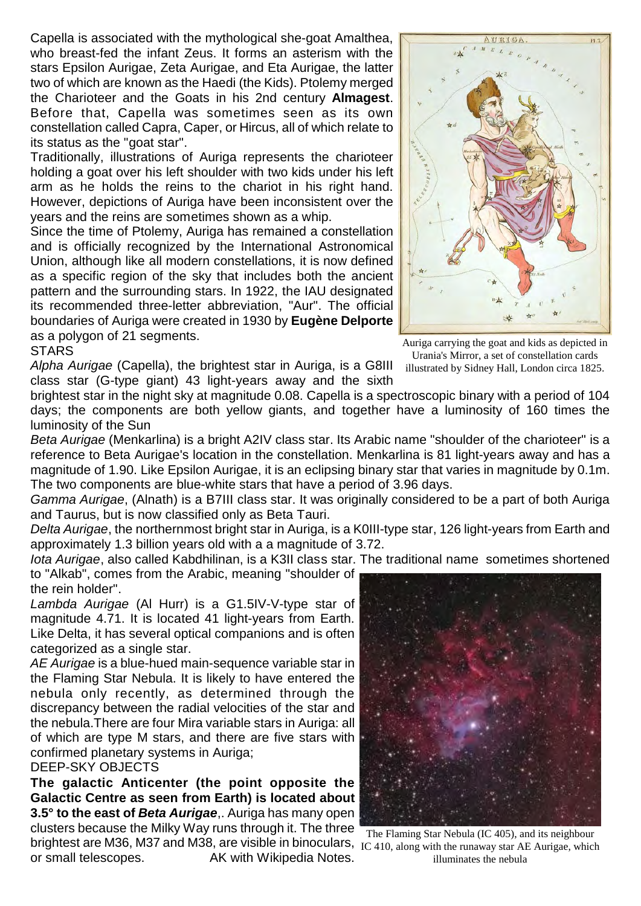Capella is associated with the mythological she-goat Amalthea, who breast-fed the infant Zeus. It forms an asterism with the stars Epsilon Aurigae, Zeta Aurigae, and Eta Aurigae, the latter two of which are known as the Haedi (the Kids). Ptolemy merged the Charioteer and the Goats in his 2nd century **Almagest**. Before that, Capella was sometimes seen as its own constellation called Capra, Caper, or Hircus, all of which relate to its status as the "goat star".

Traditionally, illustrations of Auriga represents the charioteer holding a goat over his left shoulder with two kids under his left arm as he holds the reins to the chariot in his right hand. However, depictions of Auriga have been inconsistent over the years and the reins are sometimes shown as a whip.

Since the time of Ptolemy, Auriga has remained a constellation and is officially recognized by the International Astronomical Union, although like all modern constellations, it is now defined as a specific region of the sky that includes both the ancient pattern and the surrounding stars. In 1922, the IAU designated its recommended three-letter abbreviation, "Aur". The official boundaries of Auriga were created in 1930 by **Eugène Delporte** as a polygon of 21 segments.

Auriga carrying the goat and kids as depicted in Urania's Mirror, a set of constellation cards illustrated by Sidney Hall, London circa 1825.

STARS

*Alpha Aurigae* (Capella), the brightest star in Auriga, is a G8III class star (G-type giant) 43 light-years away and the sixth brightest star in the night sky at magnitude 0.08. Capella is a spectroscopic binary with a period of 104 days; the components are both yellow giants, and together have a luminosity of 160 times the luminosity of the Sun

*Beta Aurigae* (Menkarlina) is a bright A2IV class star. Its Arabic name "shoulder of the charioteer" is a reference to Beta Aurigae's location in the constellation. Menkarlina is 81 light-years away and has a magnitude of 1.90. Like Epsilon Aurigae, it is an eclipsing binary star that varies in magnitude by 0.1m. The two components are blue-white stars that have a period of 3.96 days.

*Gamma Aurigae*, (Alnath) is a B7III class star. It was originally considered to be a part of both Auriga and Taurus, but is now classified only as Beta Tauri.

*Delta Aurigae*, the northernmost bright star in Auriga, is a K0III-type star, 126 light-years from Earth and approximately 1.3 billion years old with a a magnitude of 3.72.

*Iota Aurigae*, also called Kabdhilinan, is a K3II class star. The traditional name sometimes shortened to "Alkab", comes from the Arabic, meaning "shoulder of the rein holder".

*Lambda Aurigae* (Al Hurr) is a G1.5IV-V-type star of magnitude 4.71. It is located 41 light-years from Earth. Like Delta, it has several optical companions and is often categorized as a single star.

*AE Aurigae* is a blue-hued main-sequence variable star in the Flaming Star Nebula. It is likely to have entered the nebula only recently, as determined through the discrepancy between the radial velocities of the star and the nebula.There are four Mira variable stars in Auriga: all of which are type M stars, and there are five stars with confirmed planetary systems in Auriga;

DEEP-SKY OBJECTS

**The galactic Anticenter (the point opposite the Galactic Centre as seen from Earth) is located about 3.5° to the east of *Beta Aurigae***,. Auriga has many open clusters because the Milky Way runs through it. The three brightest are M36, M37 and M38, are visible in binoculars, or small telescopes. AK with Wikipedia Notes.

The Flaming Star Nebula (IC 405), and its neighbour IC 410, along with the runaway star AE Aurigae, which illuminates the nebula